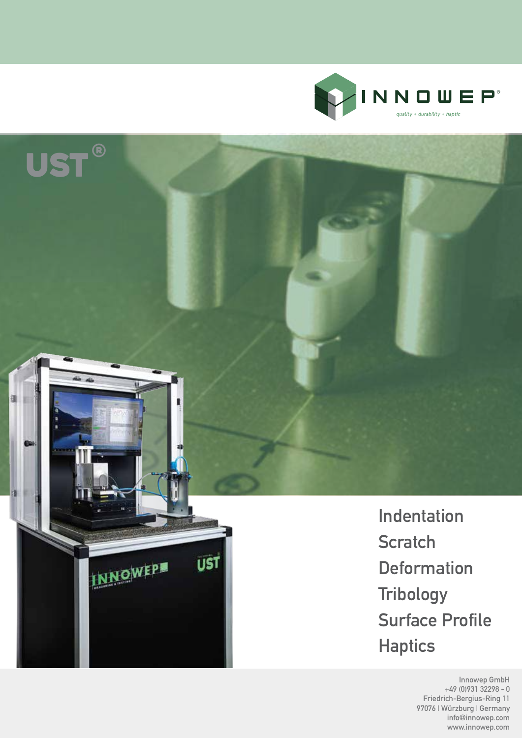INNOWEP®

*quality + durability + haptic*

# UST®

Indentation
Scratch
Deformation
Tribology
Surface Profile
Haptics

Innowep GmbH
+49 (0)931 32298 - 0
Friedrich-Bergius-Ring 11
97076 | Würzburg | Germany
info@innowep.com
www.innowep.com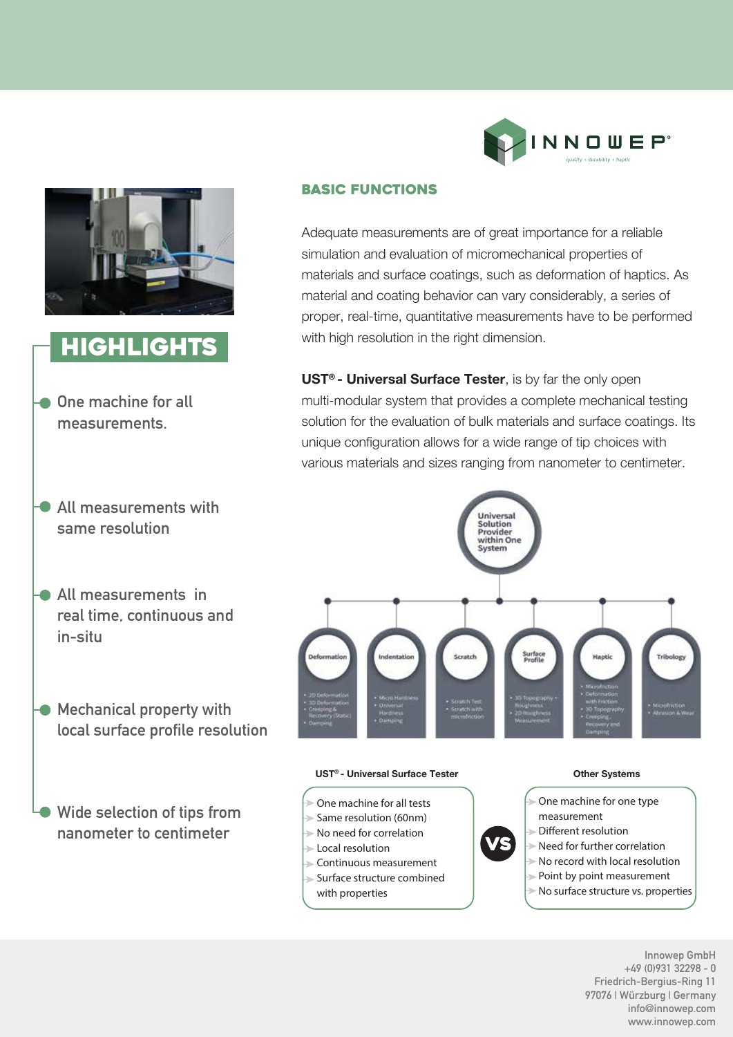## HIGHLIGHTS

- One machine for all measurements.
- All measurements with same resolution
- All measurements in real time, continuous and in-situ
- Mechanical property with local surface profile resolution
- Wide selection of tips from nanometer to centimeter

## BASIC FUNCTIONS

Adequate measurements are of great importance for a reliable simulation and evaluation of micromechanical properties of materials and surface coatings, such as deformation of haptics. As material and coating behavior can vary considerably, a series of proper, real-time, quantitative measurements have to be performed with high resolution in the right dimension.

**UST® - Universal Surface Tester**, is by far the only open multi-modular system that provides a complete mechanical testing solution for the evaluation of bulk materials and surface coatings. Its unique configuration allows for a wide range of tip choices with various materials and sizes ranging from nanometer to centimeter.

Universal Solution Provider within One System

- **Deformation**
  - 2D Deformation
  - 3D Deformation
  - Creeping & Recovery (Static)
  - Damping
- **Indentation**
  - Micro Hardness
  - Universal Hardness
  - Damping
- **Scratch**
  - Scratch Test
  - Scratch with microfriction
- **Surface Profile**
  - 3D Topography + Roughness
  - 2D Roughness Measurement
- **Haptic**
  - Microfriction
  - Deformation with Friction
  - 3D Topography
  - Creeping, Recovery and Damping
- **Tribology**
  - Microfriction
  - Abrasion & Wear

| UST® - Universal Surface Tester | VS | Other Systems |
|---|---|---|
| One machine for all tests | | One machine for one type measurement |
| Same resolution (60nm) | | Different resolution |
| No need for correlation | | Need for further correlation |
| Local resolution | | No record with local resolution |
| Continuous measurement | | Point by point measurement |
| Surface structure combined with properties | | No surface structure vs. properties |

Innowep GmbH
+49 (0)931 32298 - 0
Friedrich-Bergius-Ring 11
97076 | Würzburg | Germany
info@innowep.com
www.innowep.com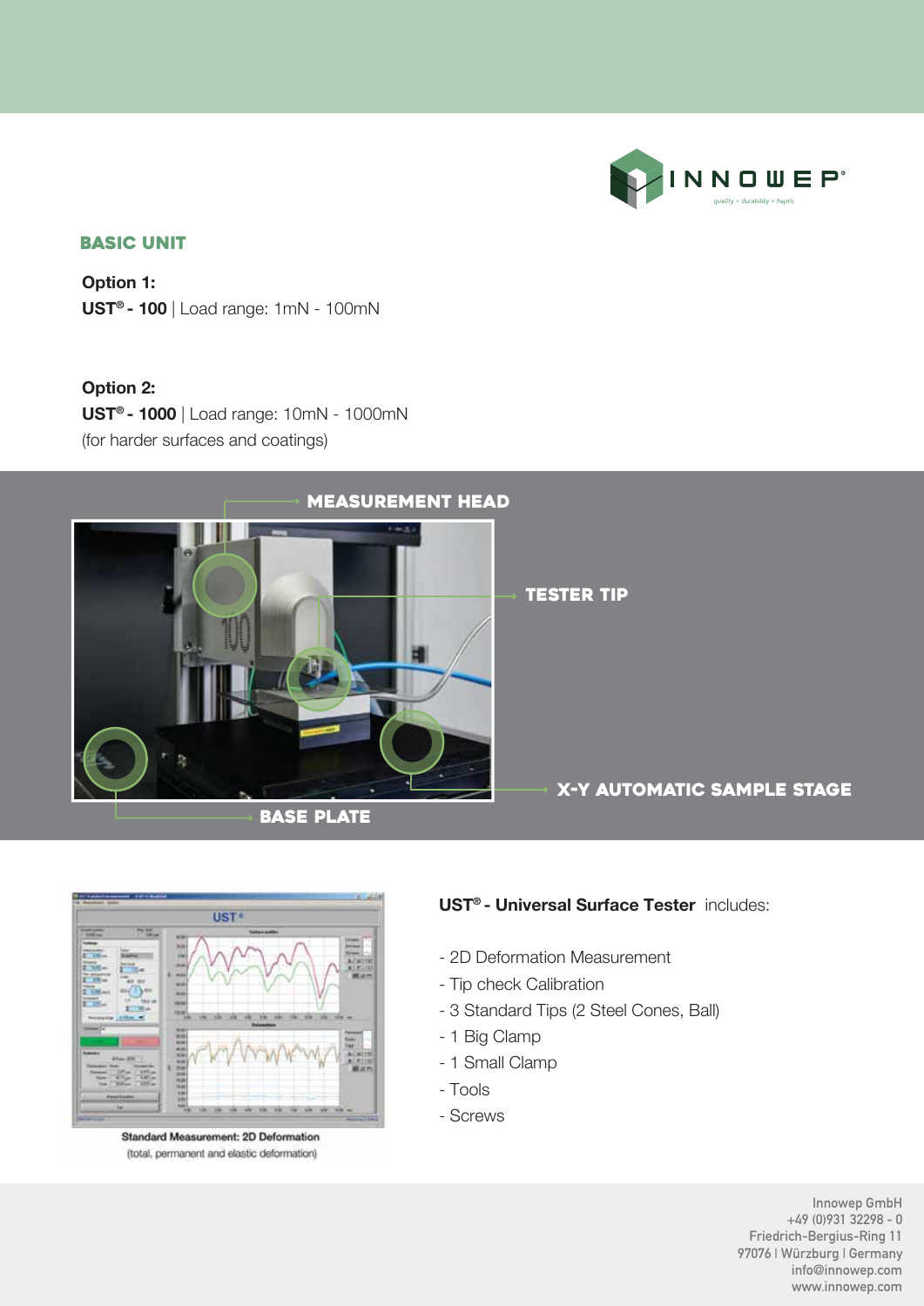## BASIC UNIT

**Option 1:**
**UST® - 100** | Load range: 1mN - 100mN

**Option 2:**
**UST® - 1000** | Load range: 10mN - 1000mN
(for harder surfaces and coatings)

MEASUREMENT HEAD

TESTER TIP

X-Y AUTOMATIC SAMPLE STAGE

BASE PLATE

Standard Measurement: 2D Deformation
(total, permanent and elastic deformation)

**UST® - Universal Surface Tester** includes:

- 2D Deformation Measurement
- Tip check Calibration
- 3 Standard Tips (2 Steel Cones, Ball)
- 1 Big Clamp
- 1 Small Clamp
- Tools
- Screws

Innowep GmbH
+49 (0)931 32298 - 0
Friedrich-Bergius-Ring 11
97076 | Würzburg | Germany
info@innowep.com
www.innowep.com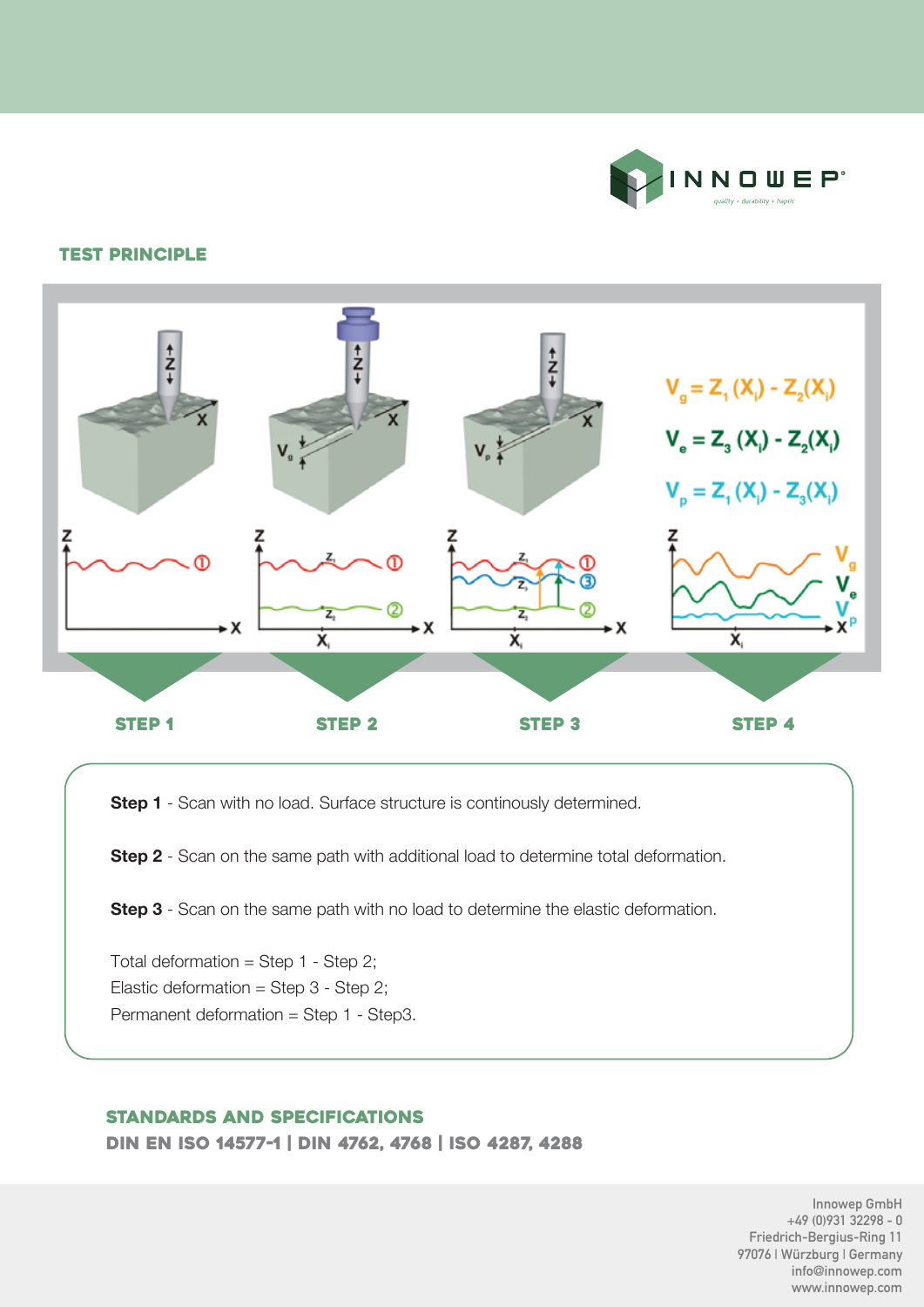## TEST PRINCIPLE

$V_g = Z_1(X_i) - Z_2(X_i)$

$V_e = Z_3(X_i) - Z_2(X_i)$

$V_p = Z_1(X_i) - Z_3(X_i)$

**STEP 1** **STEP 2** **STEP 3** **STEP 4**

**Step 1** - Scan with no load. Surface structure is continously determined.

**Step 2** - Scan on the same path with additional load to determine total deformation.

**Step 3** - Scan on the same path with no load to determine the elastic deformation.

Total deformation = Step 1 - Step 2;
Elastic deformation = Step 3 - Step 2;
Permanent deformation = Step 1 - Step3.

## STANDARDS AND SPECIFICATIONS

**DIN EN ISO 14577-1 | DIN 4762, 4768 | ISO 4287, 4288**

Innowep GmbH
+49 (0)931 32298 - 0
Friedrich-Bergius-Ring 11
97076 | Würzburg | Germany
info@innowep.com
www.innowep.com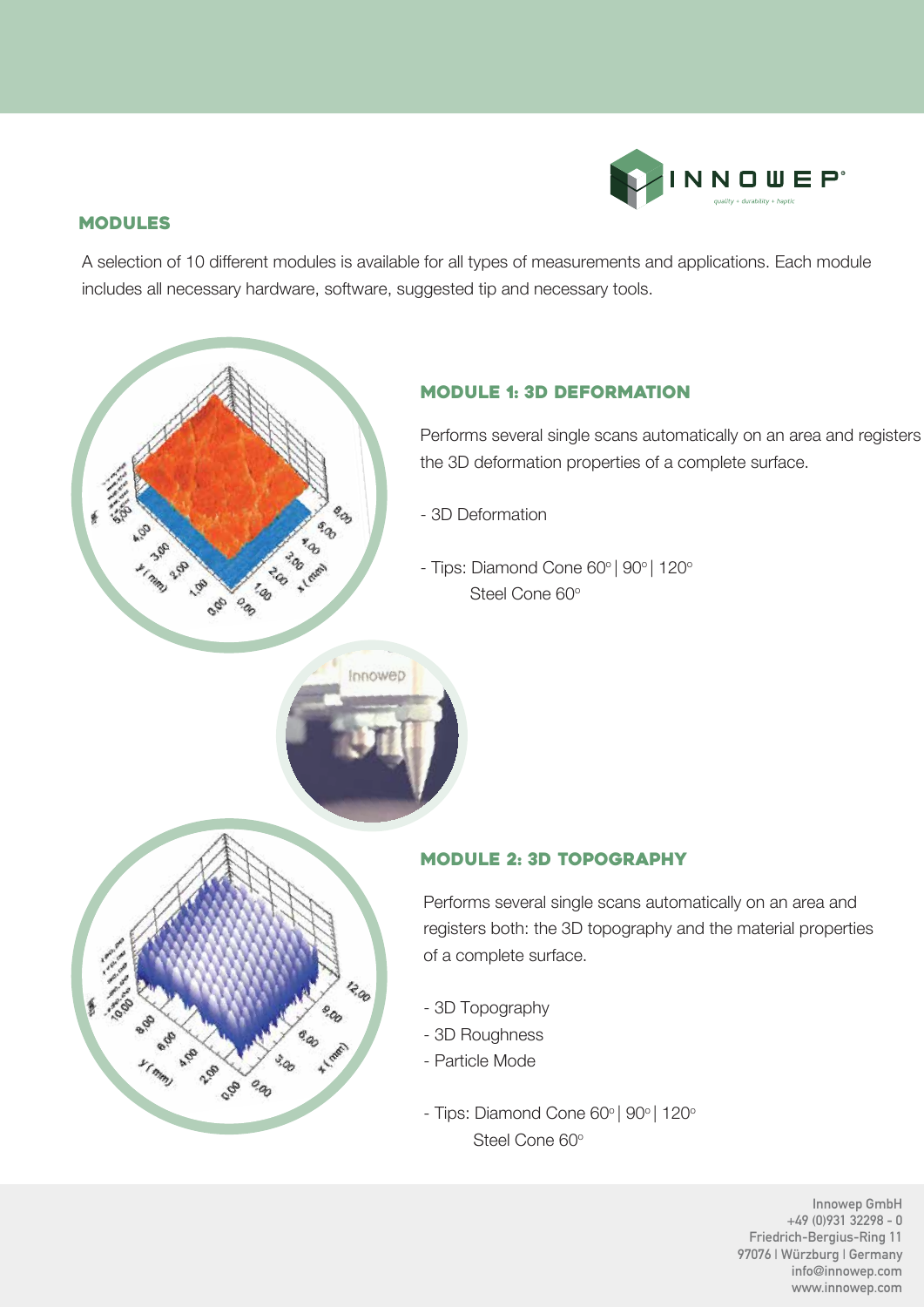## MODULES

A selection of 10 different modules is available for all types of measurements and applications. Each module includes all necessary hardware, software, suggested tip and necessary tools.

### MODULE 1: 3D DEFORMATION

Performs several single scans automatically on an area and registers the 3D deformation properties of a complete surface.

- 3D Deformation

- Tips: Diamond Cone 60° | 90° | 120°
  Steel Cone 60°

### MODULE 2: 3D TOPOGRAPHY

Performs several single scans automatically on an area and registers both: the 3D topography and the material properties of a complete surface.

- 3D Topography
- 3D Roughness
- Particle Mode

- Tips: Diamond Cone 60° | 90° | 120°
  Steel Cone 60°

Innowep GmbH
+49 (0)931 32298 - 0
Friedrich-Bergius-Ring 11
97076 | Würzburg | Germany
info@innowep.com
www.innowep.com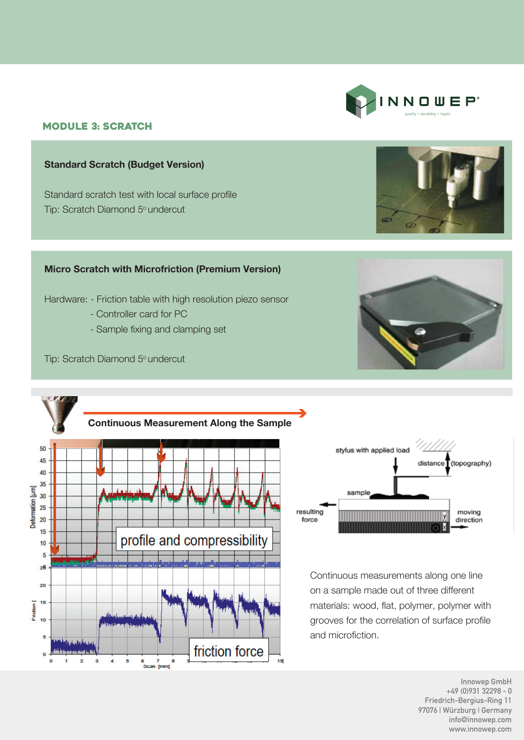## MODULE 3: SCRATCH

### Standard Scratch (Budget Version)

Standard scratch test with local surface profile

Tip: Scratch Diamond 5° undercut

### Micro Scratch with Microfriction (Premium Version)

Hardware:
- Friction table with high resolution piezo sensor
- Controller card for PC
- Sample fixing and clamping set

Tip: Scratch Diamond 5° undercut

### Continuous Measurement Along the Sample

Continuous measurements along one line on a sample made out of three different materials: wood, flat, polymer, polymer with grooves for the correlation of surface profile and microfiction.

Innowep GmbH
+49 (0)931 32298 - 0
Friedrich-Bergius-Ring 11
97076 | Würzburg | Germany
info@innowep.com
www.innowep.com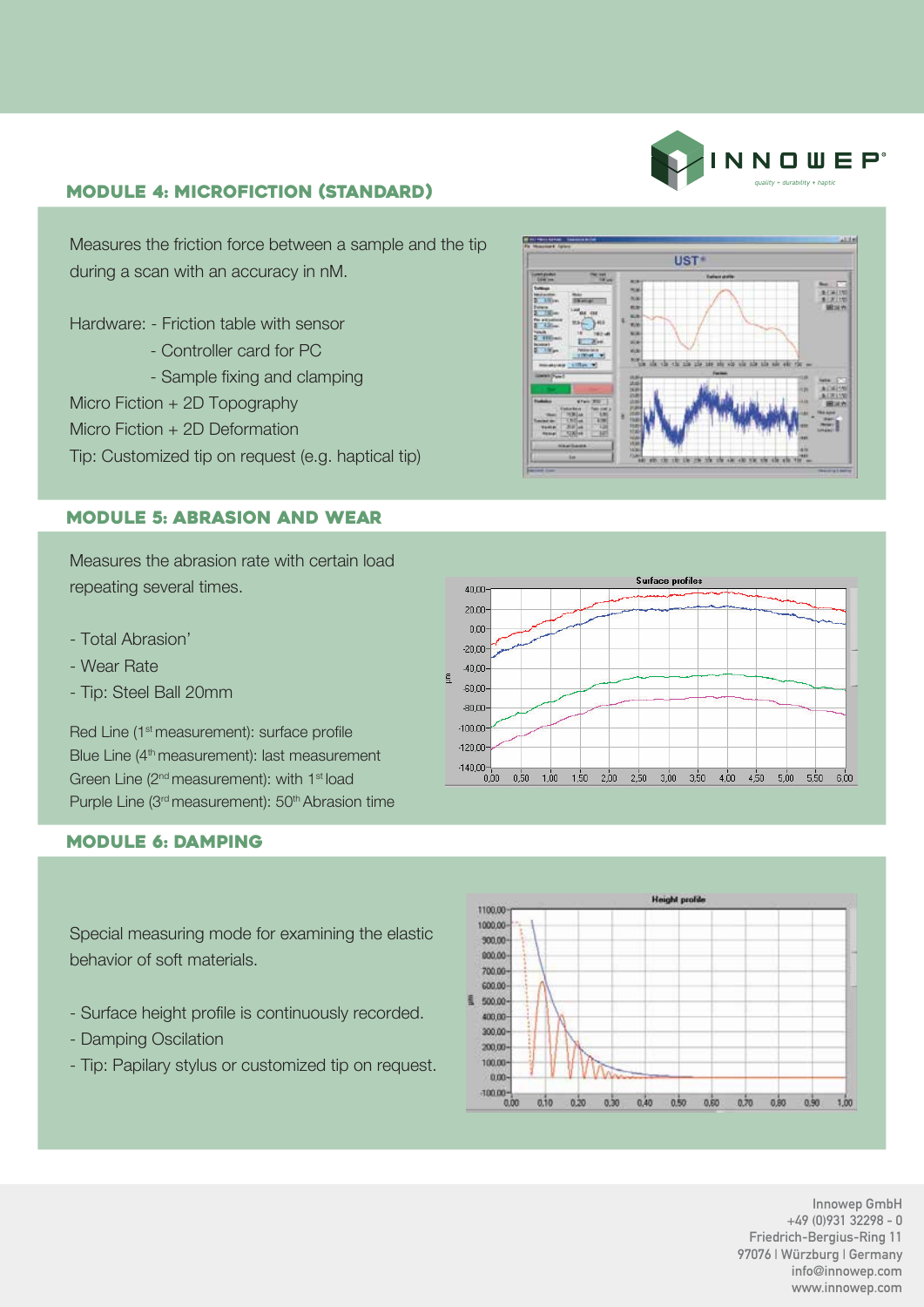## MODULE 4: MICROFICTION (STANDARD)

Measures the friction force between a sample and the tip during a scan with an accuracy in nM.

Hardware: - Friction table with sensor
- Controller card for PC
- Sample fixing and clamping

Micro Fiction + 2D Topography
Micro Fiction + 2D Deformation
Tip: Customized tip on request (e.g. haptical tip)

## MODULE 5: ABRASION AND WEAR

Measures the abrasion rate with certain load repeating several times.

- Total Abrasion'
- Wear Rate
- Tip: Steel Ball 20mm

Red Line (1st measurement): surface profile
Blue Line (4th measurement): last measurement
Green Line (2nd measurement): with 1st load
Purple Line (3rd measurement): 50th Abrasion time

## MODULE 6: DAMPING

Special measuring mode for examining the elastic behavior of soft materials.

- Surface height profile is continuously recorded.
- Damping Oscillation
- Tip: Papilary stylus or customized tip on request.

Innoweb GmbH
+49 (0)931 32298 - 0
Friedrich-Bergius-Ring 11
97076 | Würzburg | Germany
info@innowep.com
www.innowep.com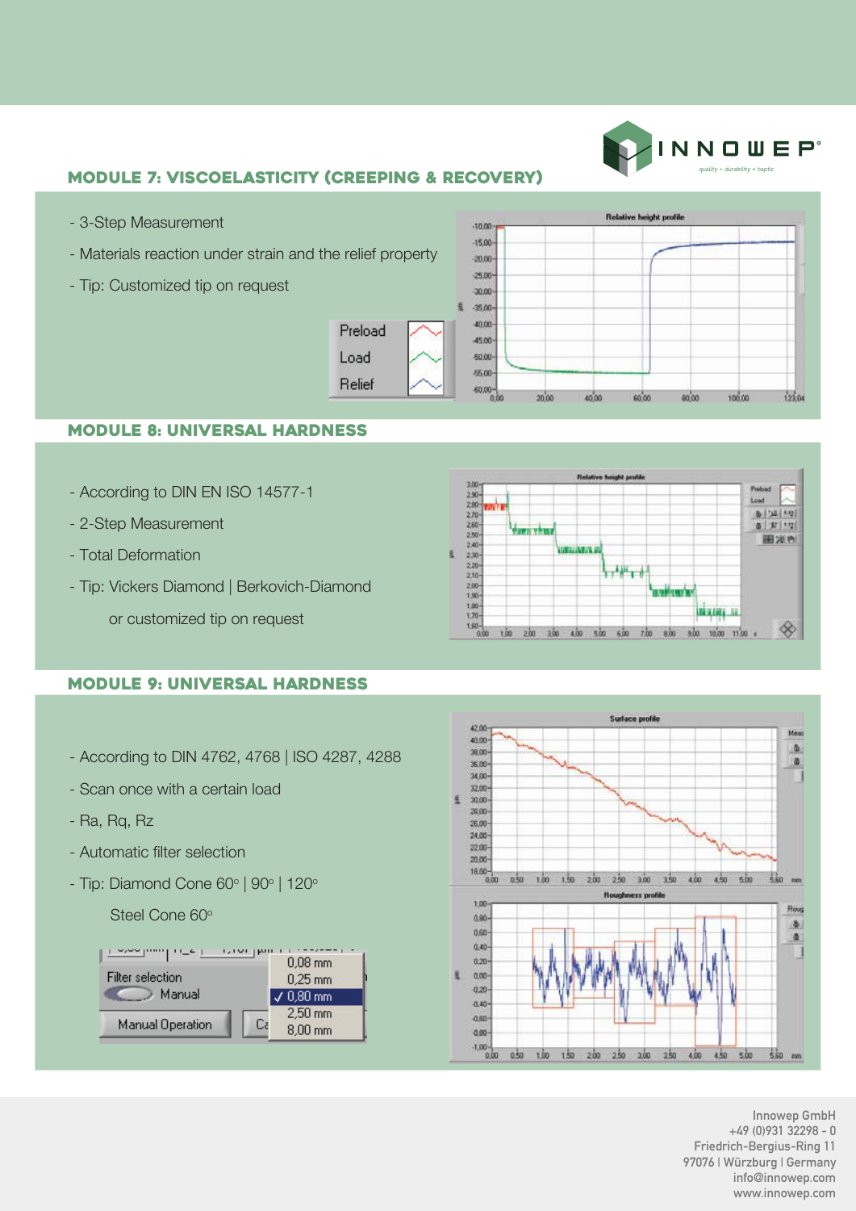## MODULE 7: VISCOELASTICITY (CREEPING & RECOVERY)

- 3-Step Measurement
- Materials reaction under strain and the relief property
- Tip: Customized tip on request

## MODULE 8: UNIVERSAL HARDNESS

- According to DIN EN ISO 14577-1
- 2-Step Measurement
- Total Deformation
- Tip: Vickers Diamond | Berkovich-Diamond

  or customized tip on request

## MODULE 9: UNIVERSAL HARDNESS

- According to DIN 4762, 4768 | ISO 4287, 4288
- Scan once with a certain load
- Ra, Rq, Rz
- Automatic filter selection
- Tip: Diamond Cone 60° | 90° | 120°

  Steel Cone 60°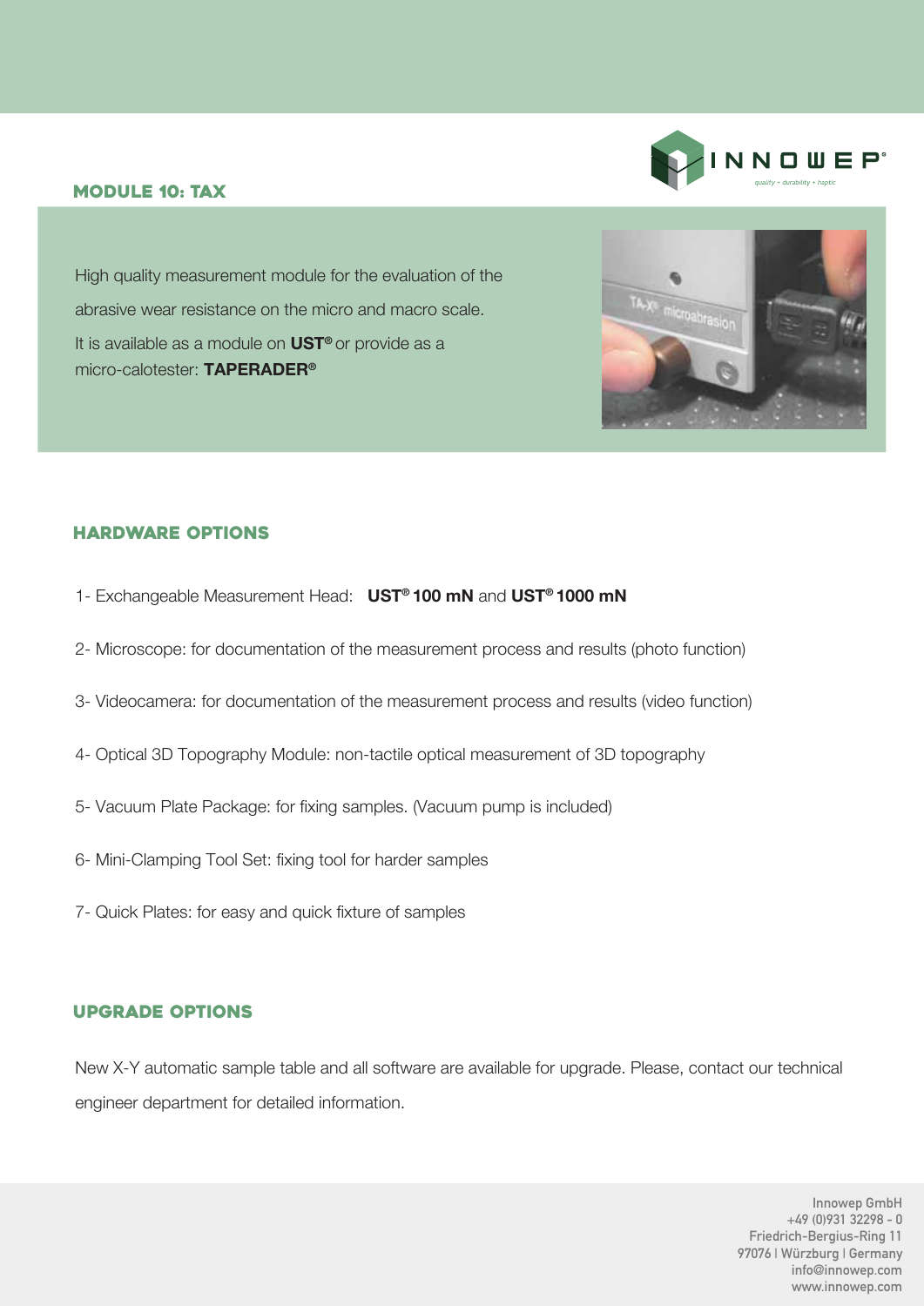## MODULE 10: TAX

High quality measurement module for the evaluation of the abrasive wear resistance on the micro and macro scale.

It is available as a module on **UST®** or provide as a micro-calotester: **TAPERADER®**

## HARDWARE OPTIONS

1- Exchangeable Measurement Head: **UST® 100 mN** and **UST® 1000 mN**

2- Microscope: for documentation of the measurement process and results (photo function)

3- Videocamera: for documentation of the measurement process and results (video function)

4- Optical 3D Topography Module: non-tactile optical measurement of 3D topography

5- Vacuum Plate Package: for fixing samples. (Vacuum pump is included)

6- Mini-Clamping Tool Set: fixing tool for harder samples

7- Quick Plates: for easy and quick fixture of samples

## UPGRADE OPTIONS

New X-Y automatic sample table and all software are available for upgrade. Please, contact our technical engineer department for detailed information.

Innowep GmbH
+49 (0)931 32298 - 0
Friedrich-Bergius-Ring 11
97076 | Würzburg | Germany
info@innowep.com
www.innowep.com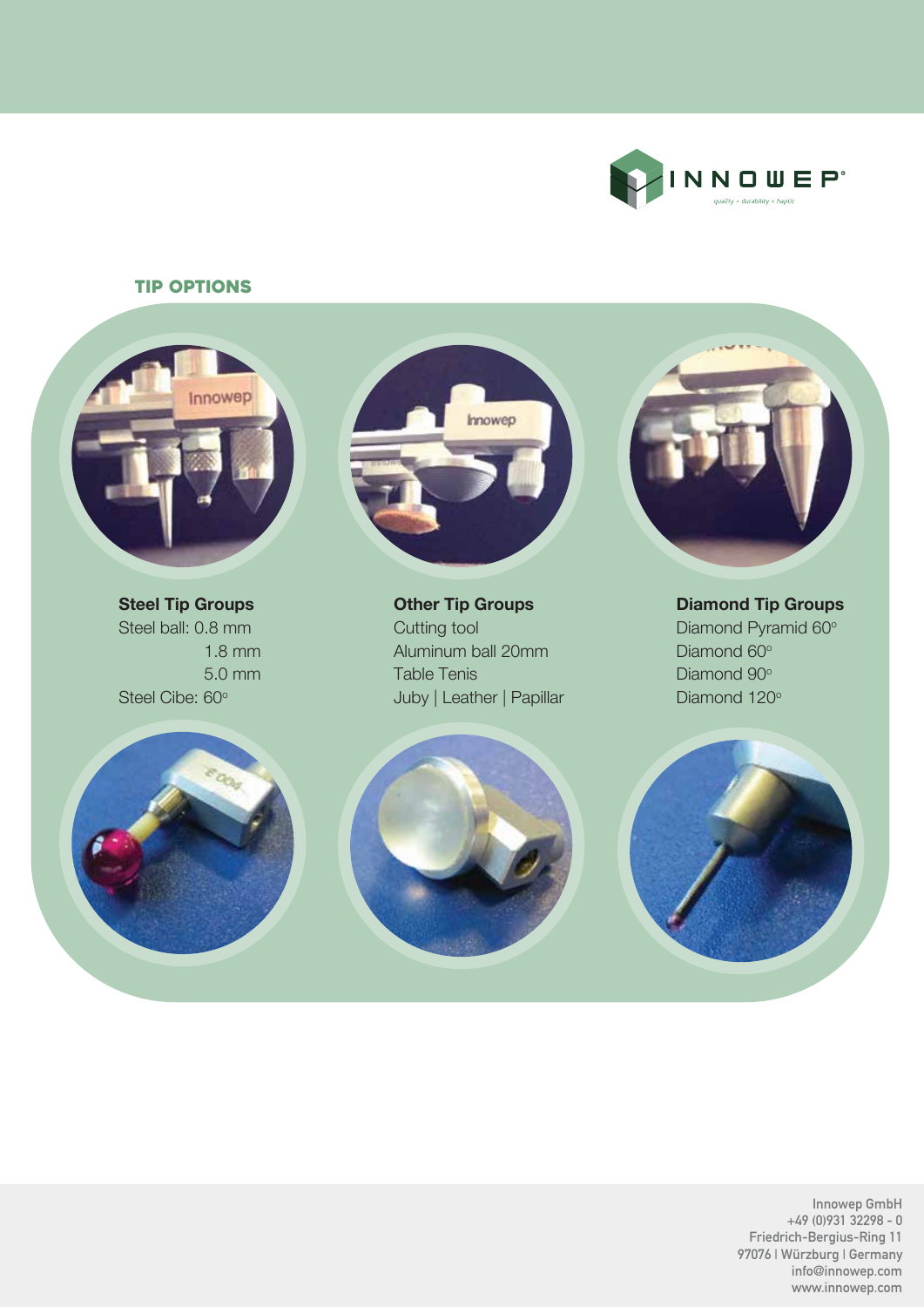## TIP OPTIONS

**Steel Tip Groups**
Steel ball: 0.8 mm
1.8 mm
5.0 mm
Steel Cibe: 60°

**Other Tip Groups**
Cutting tool
Aluminum ball 20mm
Table Tenis
Juby | Leather | Papillar

**Diamond Tip Groups**
Diamond Pyramid 60°
Diamond 60°
Diamond 90°
Diamond 120°

Innowep GmbH
+49 (0)931 32298 - 0
Friedrich-Bergius-Ring 11
97076 | Würzburg | Germany
info@innowep.com
www.innowep.com